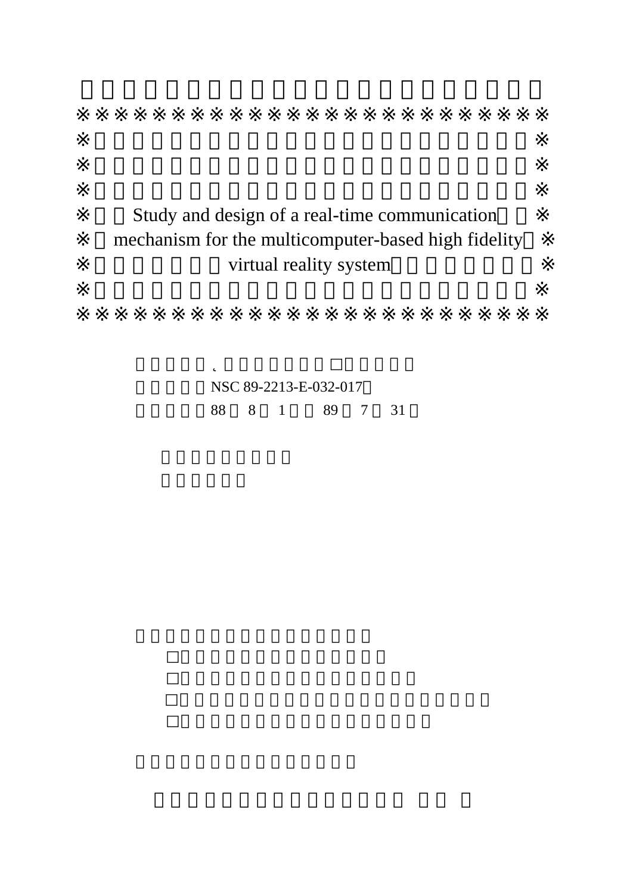※※※※※※※※※※※※※※※※※※※※※※※※※

※ Study and design of a real-time communication ※

※ mechanism for the multicomputer-based high fidelity ※

※ virtual reality system ※

※※※※※※※※※※※※※※※※※※※※※※※※※

˛ □

NSC 89-2213-E-032-017

88 8 1 89 7 31

□

□

□

□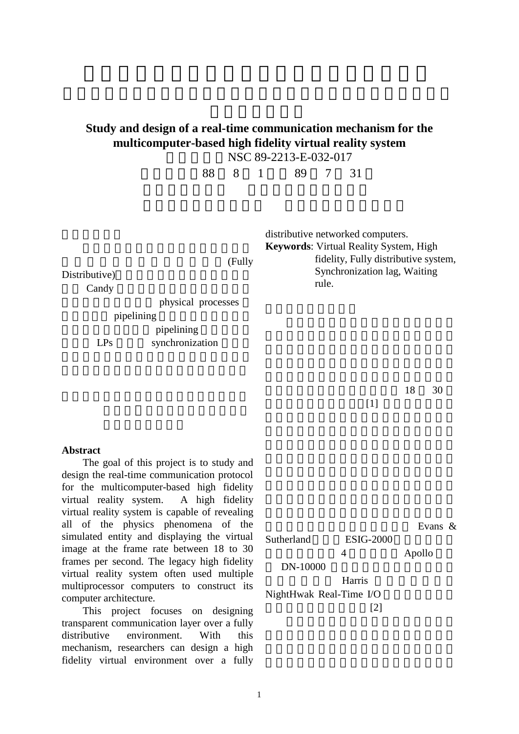# Study and design of a real-time communication mechanism for the multicomputer-based high fidelity virtual reality system

NSC 89-2213-E-032-017

88 8 1 89 7 31

(Fully Distributive)

Candy

physical processes

pipelining

pipelining

LPs synchronization

## Abstract

The goal of this project is to study and design the real-time communication protocol for the multicomputer-based high fidelity virtual reality system. A high fidelity virtual reality system is capable of revealing all of the physics phenomena of the simulated entity and displaying the virtual image at the frame rate between 18 to 30 frames per second. The legacy high fidelity virtual reality system often used multiple multiprocessor computers to construct its computer architecture.

This project focuses on designing transparent communication layer over a fully distributive environment. With this mechanism, researchers can design a high fidelity virtual environment over a fully distributive networked computers.

**Keywords**: Virtual Reality System, High fidelity, Fully distributive system, Synchronization lag, Waiting rule.

18 30

[1]

Evans & Sutherland ESIG-2000

4 Apollo DN-10000

Harris NightHwak Real-Time I/O

[2]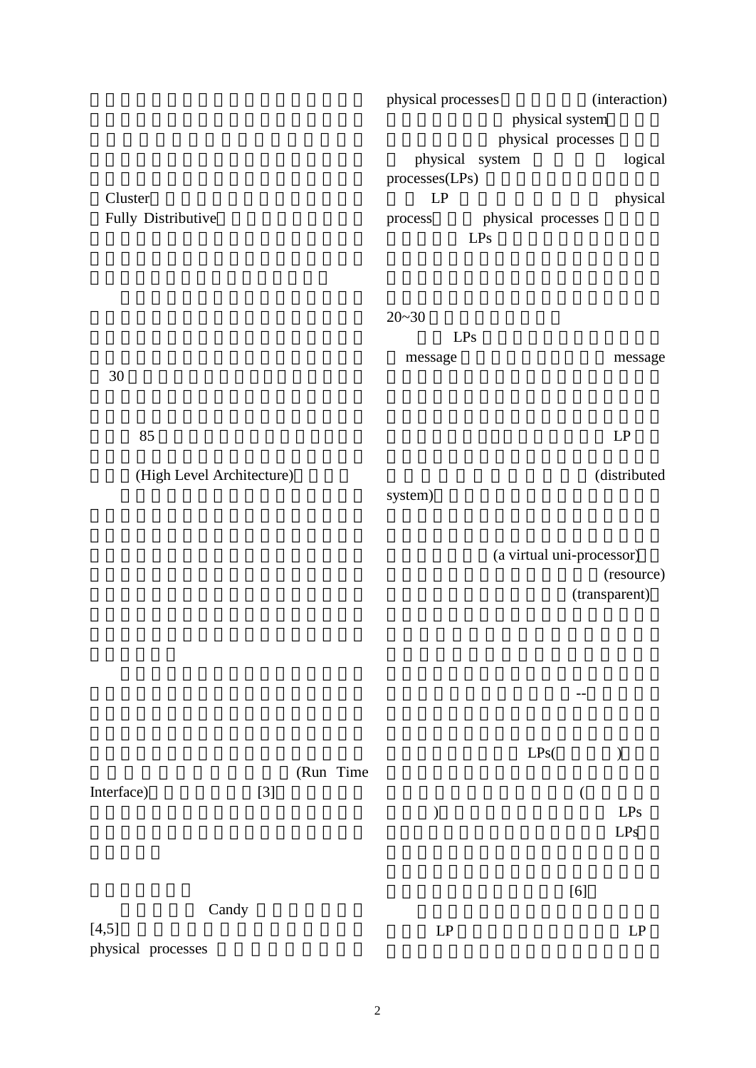Cluster

Fully Distributive

30

85

(High Level Architecture)

(Run Time Interface) [3]

Candy [4,5]

physical processes

physical processes (interaction) physical system physical processes physical system logical processes(LPs) LP physical process physical processes LPs

20~30

LPs message message

LP

(distributed system)

(a virtual uni-processor) (resource) (transparent)

--

LPs( )

( ) LPs LPs

[6]

LP LP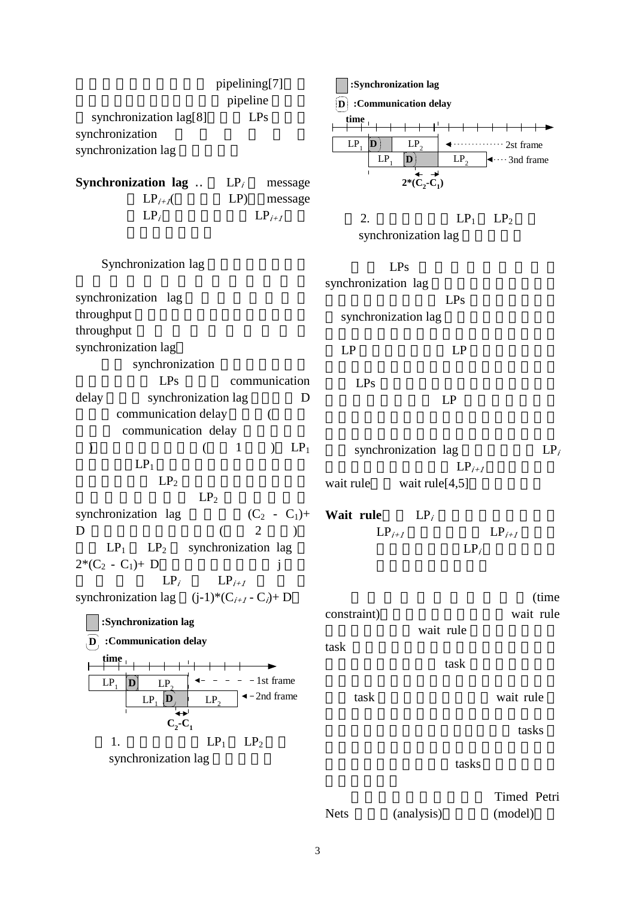pipelining[7]

pipeline

synchronization lag[8] LPs

synchronization

synchronization lag

**Synchronization lag** .. $LP_i$ message

$LP_{i+1}$( LP) message

$LP_i$ $LP_{i+1}$

Synchronization lag

synchronization lag

throughput

throughput

synchronization lag

synchronization

LPs communication

delay synchronization lag D

communication delay (

communication delay

) ( 1 ) $LP_1$

$LP_1$

$LP_2$

$LP_2$

synchronization lag $(C_2 - C_1)+$

D ( 2 )

$LP_1$ $LP_2$ synchronization lag

$2*(C_2 - C_1)+$ D j

$LP_i$ $LP_{i+1}$

synchronization lag $(j-1)*(C_{i+1} - C_i)+$ D

:Synchronization lag

D :Communication delay

time

$LP_1$ D $LP_2$ 1st frame

$LP_1$ D $LP_2$ 2nd frame

$C_2$-$C_1$

1. $LP_1$ $LP_2$ synchronization lag

:Synchronization lag

D :Communication delay

time

$LP_1$ D $LP_2$ 2st frame

$LP_1$ D $LP_2$ 3nd frame

$2*(C_2$-$C_1)$

2. $LP_1$ $LP_2$ synchronization lag

LPs

synchronization lag

LPs

synchronization lag

LP LP

LPs

LP

synchronization lag $LP_i$

$LP_{i+1}$

wait rule wait rule[4,5]

**Wait rule** $LP_i$

$LP_{i+1}$ $LP_{i+1}$

$LP_i$

(time constraint) wait rule

wait rule

task

task

task wait rule

tasks

tasks

Timed Petri Nets (analysis) (model)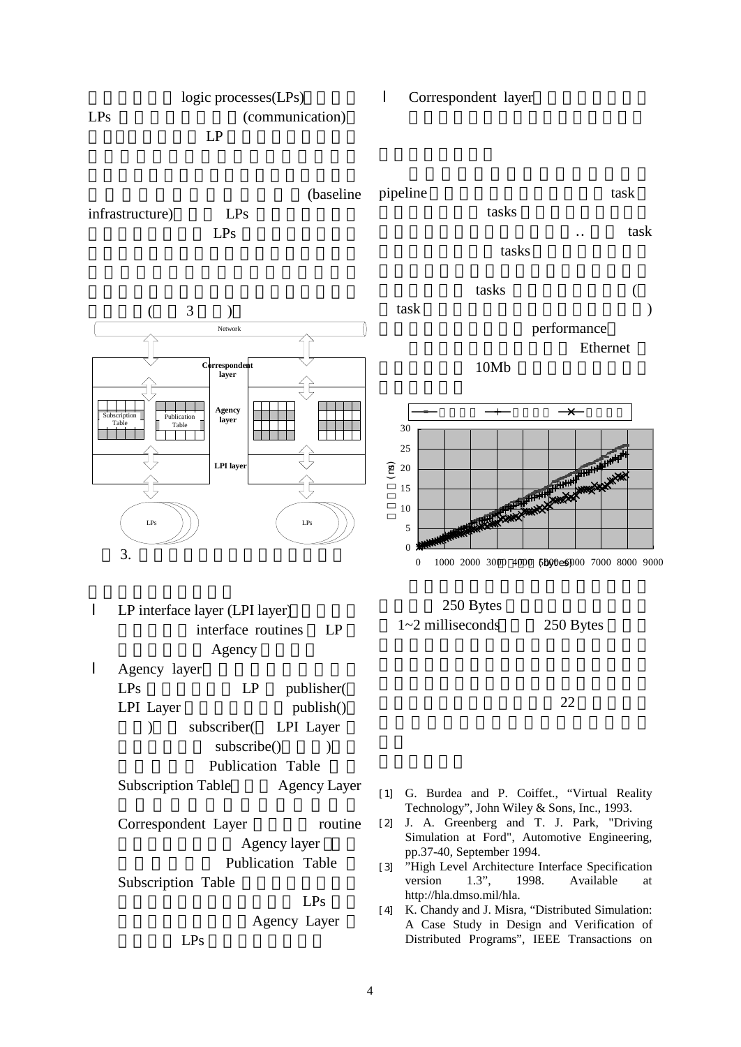logic processes(LPs)

LPs (communication)

LP

(baseline infrastructure) LPs

LPs

( 3 )

圖 3.

- LP interface layer (LPI layer)
  interface routines LP
  Agency
- Agency layer
  LPs LP publisher(
  LPI Layer publish()
  ) subscriber( LPI Layer
  subscribe() )
  Publication Table
  Subscription Table Agency Layer
  
  Correspondent Layer routine
  Agency layer
  Publication Table
  Subscription Table
  LPs
  Agency Layer
  LPs
- Correspondent layer

pipeline task

tasks

.. task

tasks

tasks (

task )

performance

Ethernet

10Mb

250 Bytes

1~2 milliseconds 250 Bytes

22

[1] G. Burdea and P. Coiffet., "Virtual Reality Technology", John Wiley & Sons, Inc., 1993.

[2] J. A. Greenberg and T. J. Park, "Driving Simulation at Ford", Automotive Engineering, pp.37-40, September 1994.

[3] "High Level Architecture Interface Specification version 1.3", 1998. Available at http://hla.dmso.mil/hla.

[4] K. Chandy and J. Misra, "Distributed Simulation: A Case Study in Design and Verification of Distributed Programs", IEEE Transactions on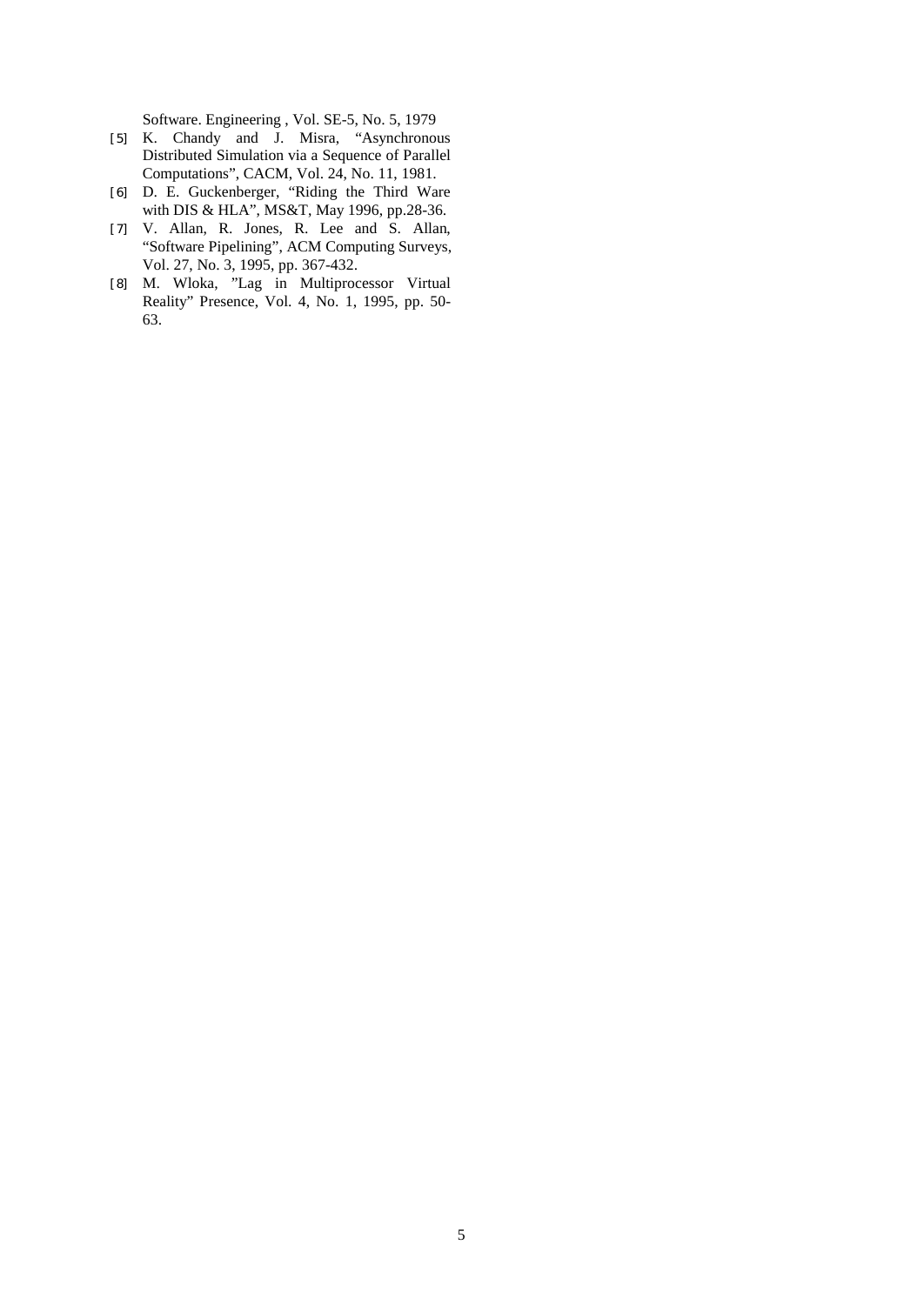Software. Engineering , Vol. SE-5, No. 5, 1979

[5] K. Chandy and J. Misra, "Asynchronous Distributed Simulation via a Sequence of Parallel Computations", CACM, Vol. 24, No. 11, 1981.

[6] D. E. Guckenberger, "Riding the Third Ware with DIS & HLA", MS&T, May 1996, pp.28-36.

[7] V. Allan, R. Jones, R. Lee and S. Allan, "Software Pipelining", ACM Computing Surveys, Vol. 27, No. 3, 1995, pp. 367-432.

[8] M. Wloka, "Lag in Multiprocessor Virtual Reality" Presence, Vol. 4, No. 1, 1995, pp. 50-63.